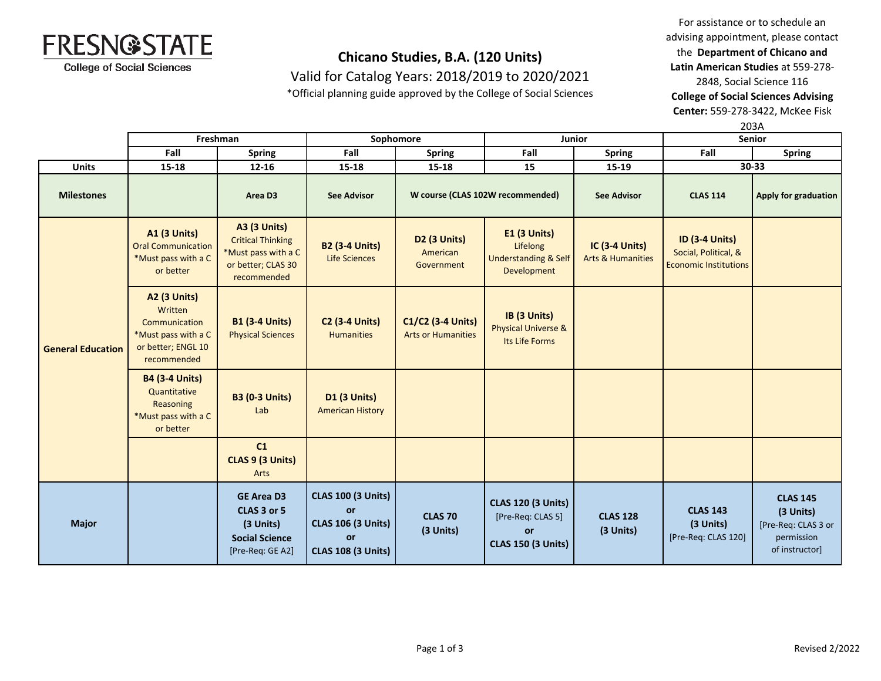FRESNO STATE
College of Social Sciences

# Chicano Studies, B.A. (120 Units)

Valid for Catalog Years: 2018/2019 to 2020/2021

*Official planning guide approved by the College of Social Sciences

For assistance or to schedule an advising appointment, please contact the **Department of Chicano and Latin American Studies** at 559-278-2848, Social Science 116

**College of Social Sciences Advising Center:** 559-278-3422, McKee Fisk 203A

| | Freshman | | Sophomore | | Junior | | Senior | |
|---|---|---|---|---|---|---|---|---|
| | Fall | Spring | Fall | Spring | Fall | Spring | Fall | Spring |
| **Units** | 15-18 | 12-16 | 15-18 | 15-18 | 15 | 15-19 | 30-33 | |
| **Milestones** | | Area D3 | See Advisor | W course (CLAS 102W recommended) | | See Advisor | CLAS 114 | Apply for graduation |
| **General Education** | **A1 (3 Units)** Oral Communication *Must pass with a C or better | **A3 (3 Units)** Critical Thinking *Must pass with a C or better; CLAS 30 recommended | **B2 (3-4 Units)** Life Sciences | **D2 (3 Units)** American Government | **E1 (3 Units)** Lifelong Understanding & Self Development | **IC (3-4 Units)** Arts & Humanities | **ID (3-4 Units)** Social, Political, & Economic Institutions | |
| | **A2 (3 Units)** Written Communication *Must pass with a C or better; ENGL 10 recommended | **B1 (3-4 Units)** Physical Sciences | **C2 (3-4 Units)** Humanities | **C1/C2 (3-4 Units)** Arts or Humanities | **IB (3 Units)** Physical Universe & Its Life Forms | | | |
| | **B4 (3-4 Units)** Quantitative Reasoning *Must pass with a C or better | **B3 (0-3 Units)** Lab | **D1 (3 Units)** American History | | | | | |
| | | **C1 CLAS 9 (3 Units)** Arts | | | | | | |
| **Major** | | **GE Area D3 CLAS 3 or 5 (3 Units) Social Science** [Pre-Req: GE A2] | **CLAS 100 (3 Units) or CLAS 106 (3 Units) or CLAS 108 (3 Units)** | **CLAS 70 (3 Units)** | **CLAS 120 (3 Units)** [Pre-Req: CLAS 5] **or CLAS 150 (3 Units)** | **CLAS 128 (3 Units)** | **CLAS 143 (3 Units)** [Pre-Req: CLAS 120] | **CLAS 145 (3 Units)** [Pre-Req: CLAS 3 or permission of instructor] |

Revised 2/2022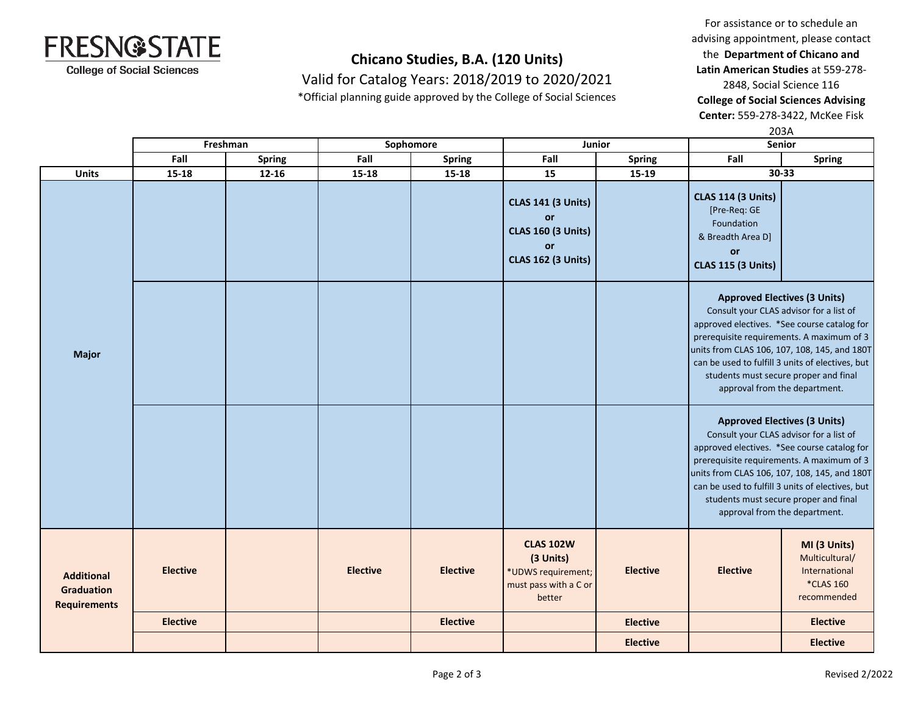# Chicano Studies, B.A. (120 Units)

Valid for Catalog Years: 2018/2019 to 2020/2021

*Official planning guide approved by the College of Social Sciences

For assistance or to schedule an advising appointment, please contact the **Department of Chicano and Latin American Studies** at 559-278-2848, Social Science 116

**College of Social Sciences Advising Center:** 559-278-3422, McKee Fisk 203A

| | Freshman | | Sophomore | | Junior | | Senior | |
|---|---|---|---|---|---|---|---|---|
| | **Fall** | **Spring** | **Fall** | **Spring** | **Fall** | **Spring** | **Fall** | **Spring** |
| **Units** | **15-18** | **12-16** | **15-18** | **15-18** | **15** | **15-19** | **30-33** | |
| **Major** | | | | | **CLAS 141 (3 Units) or CLAS 160 (3 Units) or CLAS 162 (3 Units)** | | **CLAS 114 (3 Units)** [Pre-Req: GE Foundation & Breadth Area D] **or CLAS 115 (3 Units)** | |
| | | | | | | | **Approved Electives (3 Units)** Consult your CLAS advisor for a list of approved electives. *See course catalog for prerequisite requirements. A maximum of 3 units from CLAS 106, 107, 108, 145, and 180T can be used to fulfill 3 units of electives, but students must secure proper and final approval from the department. | |
| | | | | | | | **Approved Electives (3 Units)** Consult your CLAS advisor for a list of approved electives. *See course catalog for prerequisite requirements. A maximum of 3 units from CLAS 106, 107, 108, 145, and 180T can be used to fulfill 3 units of electives, but students must secure proper and final approval from the department. | |
| **Additional Graduation Requirements** | **Elective** | | **Elective** | **Elective** | **CLAS 102W (3 Units)** *UDWS requirement; must pass with a C or better | **Elective** | **Elective** | **MI (3 Units)** Multicultural/ International *CLAS 160 recommended |
| | **Elective** | | | **Elective** | | **Elective** | | **Elective** |
| | | | | | | **Elective** | | **Elective** |

Revised 2/2022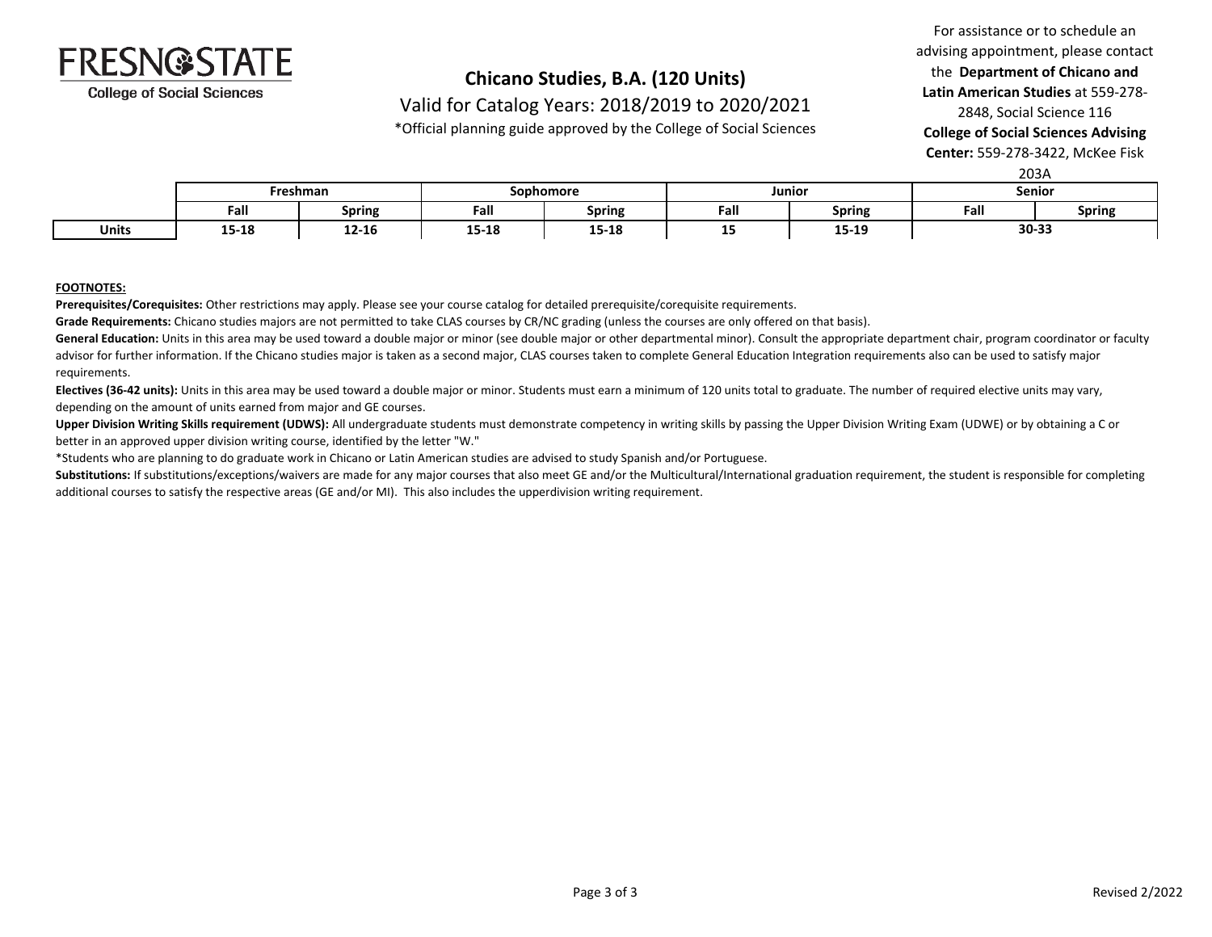FRESNO STATE

College of Social Sciences

# Chicano Studies, B.A. (120 Units)

Valid for Catalog Years: 2018/2019 to 2020/2021

*Official planning guide approved by the College of Social Sciences

For assistance or to schedule an advising appointment, please contact the **Department of Chicano and Latin American Studies** at 559-278-2848, Social Science 116
**College of Social Sciences Advising Center:** 559-278-3422, McKee Fisk 203A

| | Freshman | | Sophomore | | Junior | | Senior | |
|---|---|---|---|---|---|---|---|---|
| | Fall | Spring | Fall | Spring | Fall | Spring | Fall | Spring |
| **Units** | 15-18 | 12-16 | 15-18 | 15-18 | 15 | 15-19 | 30-33 | |

**FOOTNOTES:**

**Prerequisites/Corequisites:** Other restrictions may apply. Please see your course catalog for detailed prerequisite/corequisite requirements.

**Grade Requirements:** Chicano studies majors are not permitted to take CLAS courses by CR/NC grading (unless the courses are only offered on that basis).

**General Education:** Units in this area may be used toward a double major or minor (see double major or other departmental minor). Consult the appropriate department chair, program coordinator or faculty advisor for further information. If the Chicano studies major is taken as a second major, CLAS courses taken to complete General Education Integration requirements also can be used to satisfy major requirements.

**Electives (36-42 units):** Units in this area may be used toward a double major or minor. Students must earn a minimum of 120 units total to graduate. The number of required elective units may vary, depending on the amount of units earned from major and GE courses.

**Upper Division Writing Skills requirement (UDWS):** All undergraduate students must demonstrate competency in writing skills by passing the Upper Division Writing Exam (UDWE) or by obtaining a C or better in an approved upper division writing course, identified by the letter "W."

*Students who are planning to do graduate work in Chicano or Latin American studies are advised to study Spanish and/or Portuguese.

**Substitutions:** If substitutions/exceptions/waivers are made for any major courses that also meet GE and/or the Multicultural/International graduation requirement, the student is responsible for completing additional courses to satisfy the respective areas (GE and/or MI). This also includes the upperdivision writing requirement.

Revised 2/2022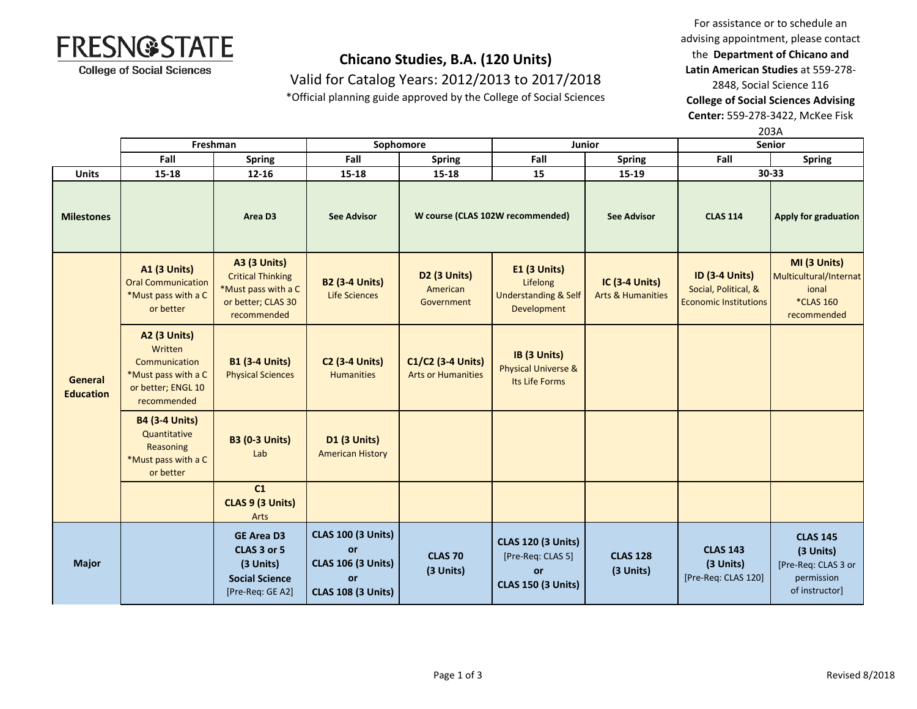![FRESNO STATE College of Social Sciences]

# Chicano Studies, B.A. (120 Units)

Valid for Catalog Years: 2012/2013 to 2017/2018

*Official planning guide approved by the College of Social Sciences

For assistance or to schedule an advising appointment, please contact the **Department of Chicano and Latin American Studies** at 559-278-2848, Social Science 116
**College of Social Sciences Advising Center:** 559-278-3422, McKee Fisk 203A

| | Freshman | | Sophomore | | Junior | | Senior | |
|---|---|---|---|---|---|---|---|---|
| | Fall | Spring | Fall | Spring | Fall | Spring | Fall | Spring |
| **Units** | 15-18 | 12-16 | 15-18 | 15-18 | 15 | 15-19 | 30-33 | |
| **Milestones** | | Area D3 | See Advisor | W course (CLAS 102W recommended) | | See Advisor | CLAS 114 | Apply for graduation |
| **General Education** | **A1 (3 Units)** Oral Communication *Must pass with a C or better | **A3 (3 Units)** Critical Thinking *Must pass with a C or better; CLAS 30 recommended | **B2 (3-4 Units)** Life Sciences | **D2 (3 Units)** American Government | **E1 (3 Units)** Lifelong Understanding & Self Development | **IC (3-4 Units)** Arts & Humanities | **ID (3-4 Units)** Social, Political, & Economic Institutions | **MI (3 Units)** Multicultural/International *CLAS 160 recommended |
| | **A2 (3 Units)** Written Communication *Must pass with a C or better; ENGL 10 recommended | **B1 (3-4 Units)** Physical Sciences | **C2 (3-4 Units)** Humanities | **C1/C2 (3-4 Units)** Arts or Humanities | **IB (3 Units)** Physical Universe & Its Life Forms | | | |
| | **B4 (3-4 Units)** Quantitative Reasoning *Must pass with a C or better | **B3 (0-3 Units)** Lab | **D1 (3 Units)** American History | | | | | |
| | | **C1 CLAS 9 (3 Units)** Arts | | | | | | |
| **Major** | | **GE Area D3 CLAS 3 or 5 (3 Units) Social Science** [Pre-Req: GE A2] | **CLAS 100 (3 Units) or CLAS 106 (3 Units) or CLAS 108 (3 Units)** | **CLAS 70 (3 Units)** | **CLAS 120 (3 Units)** [Pre-Req: CLAS 5] **or CLAS 150 (3 Units)** | **CLAS 128 (3 Units)** | **CLAS 143 (3 Units)** [Pre-Req: CLAS 120] | **CLAS 145 (3 Units)** [Pre-Req: CLAS 3 or permission of instructor] |

Revised 8/2018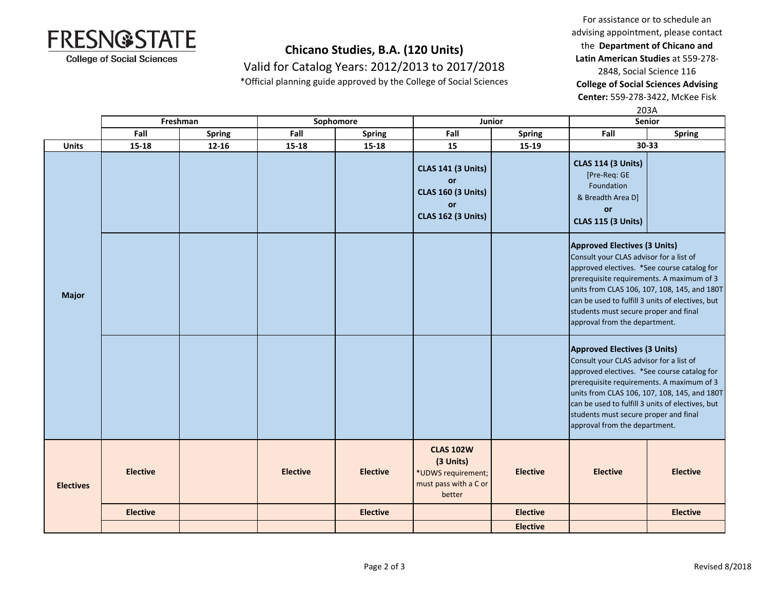**FRESNO STATE**
College of Social Sciences

## Chicano Studies, B.A. (120 Units)

Valid for Catalog Years: 2012/2013 to 2017/2018

*Official planning guide approved by the College of Social Sciences

For assistance or to schedule an advising appointment, please contact the **Department of Chicano and Latin American Studies** at 559-278-2848, Social Science 116
**College of Social Sciences Advising Center:** 559-278-3422, McKee Fisk 203A

| | Freshman | | Sophomore | | Junior | | Senior | |
|---|---|---|---|---|---|---|---|---|
| | Fall | Spring | Fall | Spring | Fall | Spring | Fall | Spring |
| **Units** | 15-18 | 12-16 | 15-18 | 15-18 | 15 | 15-19 | 30-33 | |
| **Major** | | | | | **CLAS 141 (3 Units)** or **CLAS 160 (3 Units)** or **CLAS 162 (3 Units)** | | **CLAS 114 (3 Units)** [Pre-Req: GE Foundation & Breadth Area D] **or** **CLAS 115 (3 Units)** | |
| **Major** | | | | | | | **Approved Electives (3 Units)** Consult your CLAS advisor for a list of approved electives. *See course catalog for prerequisite requirements. A maximum of 3 units from CLAS 106, 107, 108, 145, and 180T can be used to fulfill 3 units of electives, but students must secure proper and final approval from the department. | |
| **Major** | | | | | | | **Approved Electives (3 Units)** Consult your CLAS advisor for a list of approved electives. *See course catalog for prerequisite requirements. A maximum of 3 units from CLAS 106, 107, 108, 145, and 180T can be used to fulfill 3 units of electives, but students must secure proper and final approval from the department. | |
| **Electives** | **Elective** | | **Elective** | **Elective** | **CLAS 102W (3 Units)** *UDWS requirement; must pass with a C or better | **Elective** | **Elective** | **Elective** |
| **Electives** | **Elective** | | | **Elective** | | **Elective** | | **Elective** |
| **Electives** | | | | | | **Elective** | | |

Revised 8/2018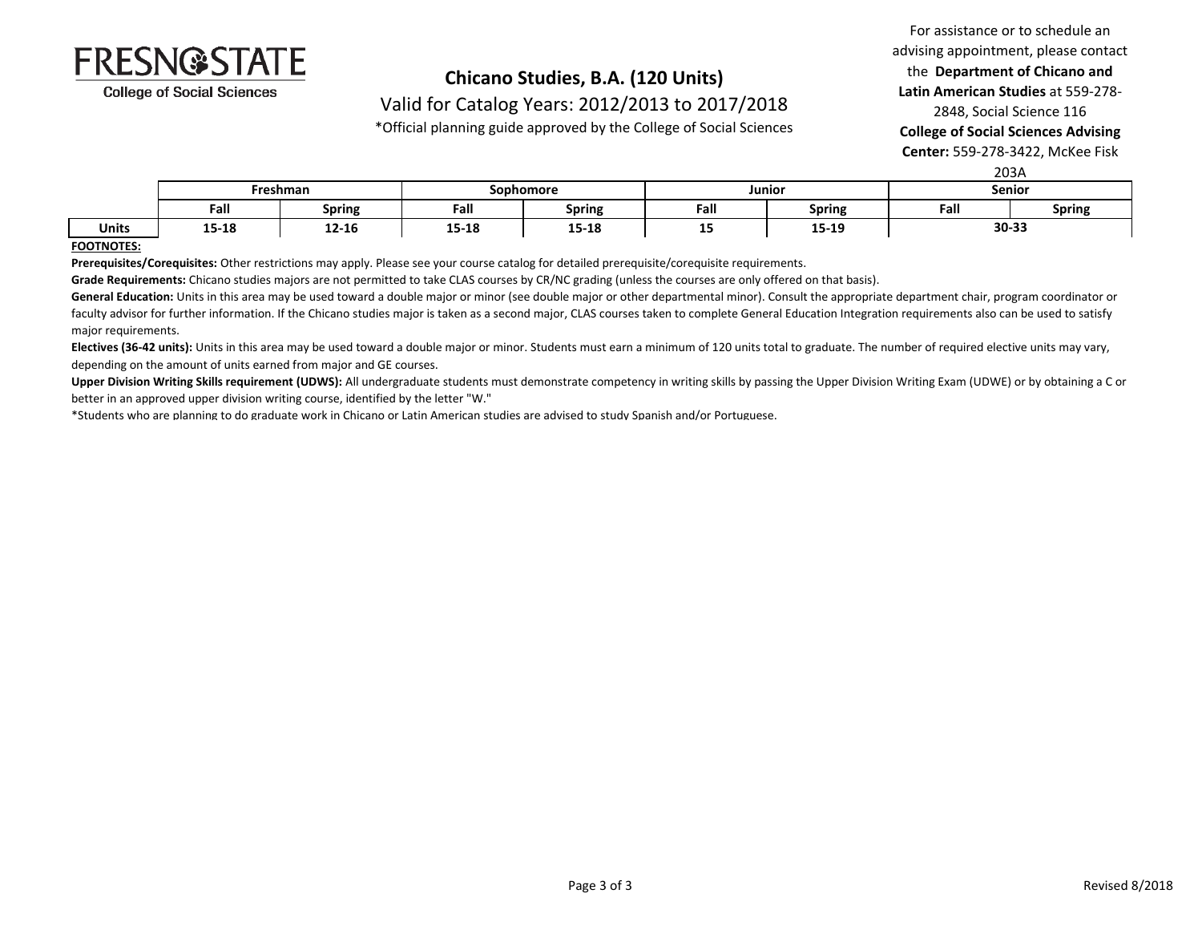FRESNO STATE
College of Social Sciences

# Chicano Studies, B.A. (120 Units)

Valid for Catalog Years: 2012/2013 to 2017/2018

*Official planning guide approved by the College of Social Sciences

For assistance or to schedule an advising appointment, please contact the **Department of Chicano and Latin American Studies** at 559-278-2848, Social Science 116
**College of Social Sciences Advising Center:** 559-278-3422, McKee Fisk 203A

| | Freshman | | Sophomore | | Junior | | Senior | |
|---|---|---|---|---|---|---|---|---|
| | Fall | Spring | Fall | Spring | Fall | Spring | Fall | Spring |
| **Units** | 15-18 | 12-16 | 15-18 | 15-18 | 15 | 15-19 | 30-33 | |

**FOOTNOTES:**

**Prerequisites/Corequisites:** Other restrictions may apply. Please see your course catalog for detailed prerequisite/corequisite requirements.

**Grade Requirements:** Chicano studies majors are not permitted to take CLAS courses by CR/NC grading (unless the courses are only offered on that basis).

**General Education:** Units in this area may be used toward a double major or minor (see double major or other departmental minor). Consult the appropriate department chair, program coordinator or faculty advisor for further information. If the Chicano studies major is taken as a second major, CLAS courses taken to complete General Education Integration requirements also can be used to satisfy major requirements.

**Electives (36-42 units):** Units in this area may be used toward a double major or minor. Students must earn a minimum of 120 units total to graduate. The number of required elective units may vary, depending on the amount of units earned from major and GE courses.

**Upper Division Writing Skills requirement (UDWS):** All undergraduate students must demonstrate competency in writing skills by passing the Upper Division Writing Exam (UDWE) or by obtaining a C or better in an approved upper division writing course, identified by the letter "W."

*Students who are planning to do graduate work in Chicano or Latin American studies are advised to study Spanish and/or Portuguese.

Revised 8/2018